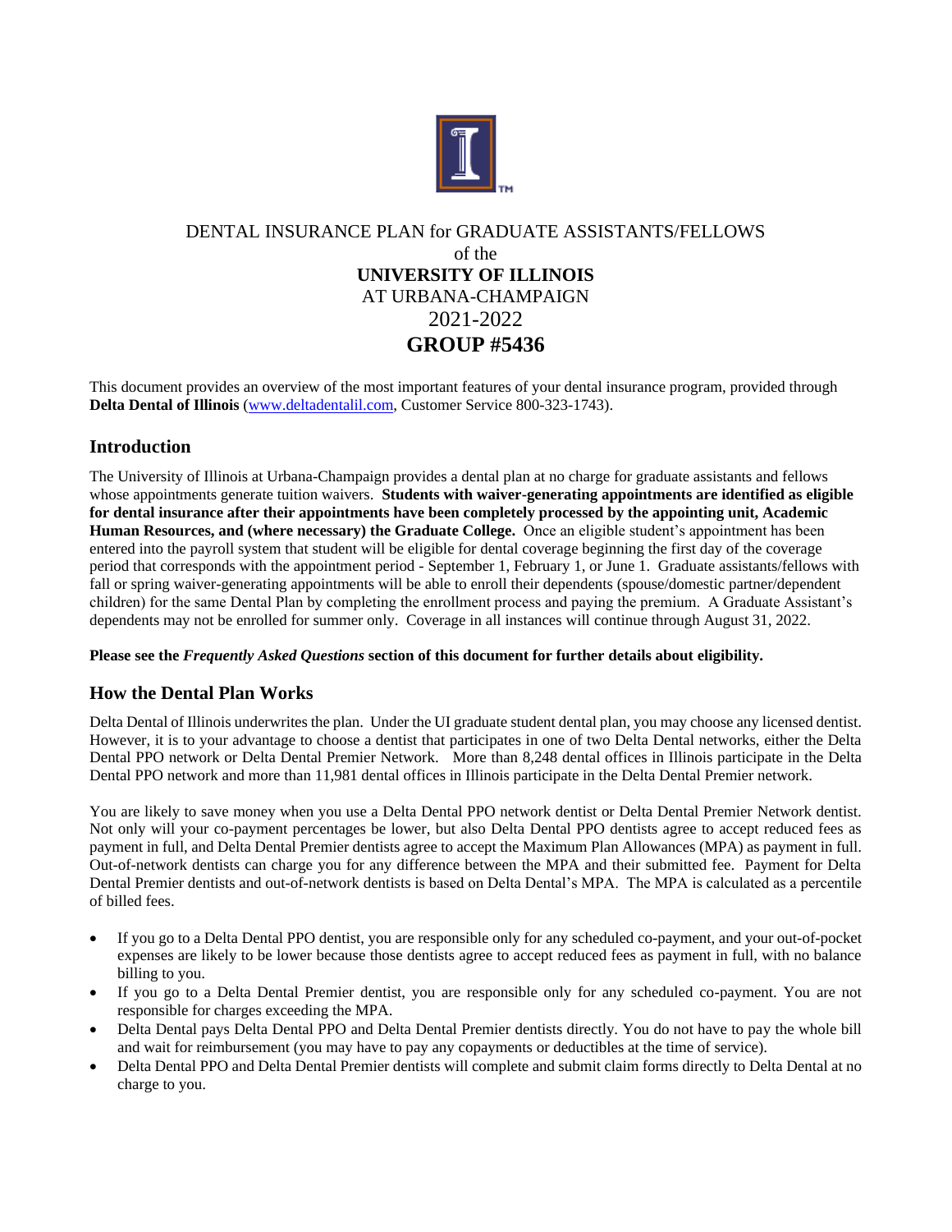# DENTAL INSURANCE PLAN for GRADUATE ASSISTANTS/FELLOWS of the **UNIVERSITY OF ILLINOIS** AT URBANA-CHAMPAIGN 2021-2022 **GROUP #5436**

This document provides an overview of the most important features of your dental insurance program, provided through **Delta Dental of Illinois** (www.deltadentalil.com, Customer Service 800-323-1743).

## Introduction

The University of Illinois at Urbana-Champaign provides a dental plan at no charge for graduate assistants and fellows whose appointments generate tuition waivers. **Students with waiver-generating appointments are identified as eligible for dental insurance after their appointments have been completely processed by the appointing unit, Academic Human Resources, and (where necessary) the Graduate College.** Once an eligible student's appointment has been entered into the payroll system that student will be eligible for dental coverage beginning the first day of the coverage period that corresponds with the appointment period - September 1, February 1, or June 1. Graduate assistants/fellows with fall or spring waiver-generating appointments will be able to enroll their dependents (spouse/domestic partner/dependent children) for the same Dental Plan by completing the enrollment process and paying the premium. A Graduate Assistant's dependents may not be enrolled for summer only. Coverage in all instances will continue through August 31, 2022.

**Please see the *Frequently Asked Questions* section of this document for further details about eligibility.**

## How the Dental Plan Works

Delta Dental of Illinois underwrites the plan. Under the UI graduate student dental plan, you may choose any licensed dentist. However, it is to your advantage to choose a dentist that participates in one of two Delta Dental networks, either the Delta Dental PPO network or Delta Dental Premier Network. More than 8,248 dental offices in Illinois participate in the Delta Dental PPO network and more than 11,981 dental offices in Illinois participate in the Delta Dental Premier network.

You are likely to save money when you use a Delta Dental PPO network dentist or Delta Dental Premier Network dentist. Not only will your co-payment percentages be lower, but also Delta Dental PPO dentists agree to accept reduced fees as payment in full, and Delta Dental Premier dentists agree to accept the Maximum Plan Allowances (MPA) as payment in full. Out-of-network dentists can charge you for any difference between the MPA and their submitted fee. Payment for Delta Dental Premier dentists and out-of-network dentists is based on Delta Dental's MPA. The MPA is calculated as a percentile of billed fees.

- If you go to a Delta Dental PPO dentist, you are responsible only for any scheduled co-payment, and your out-of-pocket expenses are likely to be lower because those dentists agree to accept reduced fees as payment in full, with no balance billing to you.
- If you go to a Delta Dental Premier dentist, you are responsible only for any scheduled co-payment. You are not responsible for charges exceeding the MPA.
- Delta Dental pays Delta Dental PPO and Delta Dental Premier dentists directly. You do not have to pay the whole bill and wait for reimbursement (you may have to pay any copayments or deductibles at the time of service).
- Delta Dental PPO and Delta Dental Premier dentists will complete and submit claim forms directly to Delta Dental at no charge to you.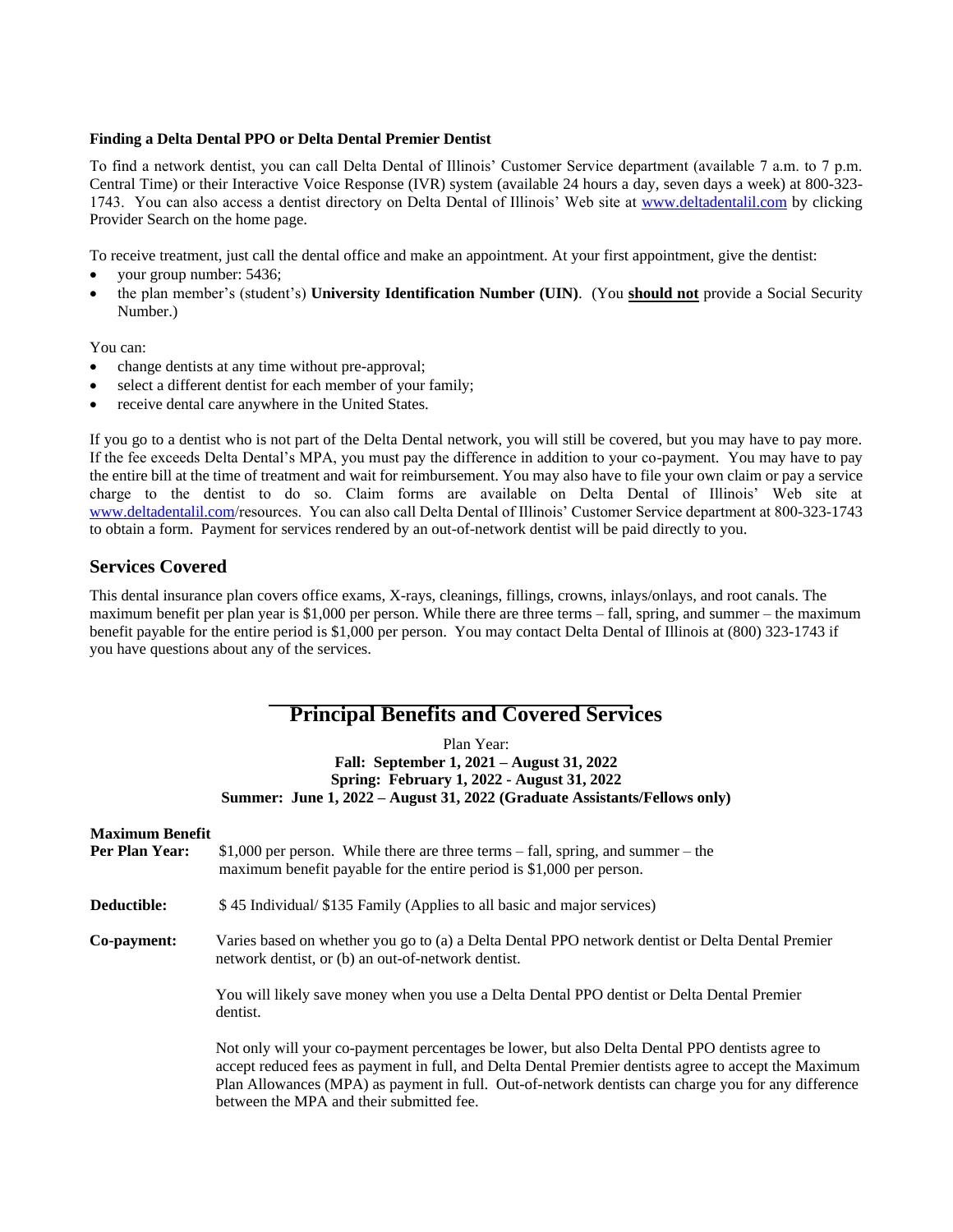**Finding a Delta Dental PPO or Delta Dental Premier Dentist**

To find a network dentist, you can call Delta Dental of Illinois' Customer Service department (available 7 a.m. to 7 p.m. Central Time) or their Interactive Voice Response (IVR) system (available 24 hours a day, seven days a week) at 800-323-1743. You can also access a dentist directory on Delta Dental of Illinois' Web site at www.deltadentalil.com by clicking Provider Search on the home page.

To receive treatment, just call the dental office and make an appointment. At your first appointment, give the dentist:

- your group number: 5436;
- the plan member's (student's) **University Identification Number (UIN)**. (You **should not** provide a Social Security Number.)

You can:

- change dentists at any time without pre-approval;
- select a different dentist for each member of your family;
- receive dental care anywhere in the United States.

If you go to a dentist who is not part of the Delta Dental network, you will still be covered, but you may have to pay more. If the fee exceeds Delta Dental's MPA, you must pay the difference in addition to your co-payment. You may have to pay the entire bill at the time of treatment and wait for reimbursement. You may also have to file your own claim or pay a service charge to the dentist to do so. Claim forms are available on Delta Dental of Illinois' Web site at www.deltadentalil.com/resources. You can also call Delta Dental of Illinois' Customer Service department at 800-323-1743 to obtain a form. Payment for services rendered by an out-of-network dentist will be paid directly to you.

## Services Covered

This dental insurance plan covers office exams, X-rays, cleanings, fillings, crowns, inlays/onlays, and root canals. The maximum benefit per plan year is $1,000 per person. While there are three terms – fall, spring, and summer – the maximum benefit payable for the entire period is $1,000 per person. You may contact Delta Dental of Illinois at (800) 323-1743 if you have questions about any of the services.

# Principal Benefits and Covered Services

Plan Year:
**Fall: September 1, 2021 – August 31, 2022**
**Spring: February 1, 2022 - August 31, 2022**
**Summer: June 1, 2022 – August 31, 2022 (Graduate Assistants/Fellows only)**

**Maximum Benefit Per Plan Year:** $1,000 per person. While there are three terms – fall, spring, and summer – the maximum benefit payable for the entire period is $1,000 per person.

**Deductible:** $ 45 Individual/ $135 Family (Applies to all basic and major services)

**Co-payment:** Varies based on whether you go to (a) a Delta Dental PPO network dentist or Delta Dental Premier network dentist, or (b) an out-of-network dentist.

You will likely save money when you use a Delta Dental PPO dentist or Delta Dental Premier dentist.

Not only will your co-payment percentages be lower, but also Delta Dental PPO dentists agree to accept reduced fees as payment in full, and Delta Dental Premier dentists agree to accept the Maximum Plan Allowances (MPA) as payment in full. Out-of-network dentists can charge you for any difference between the MPA and their submitted fee.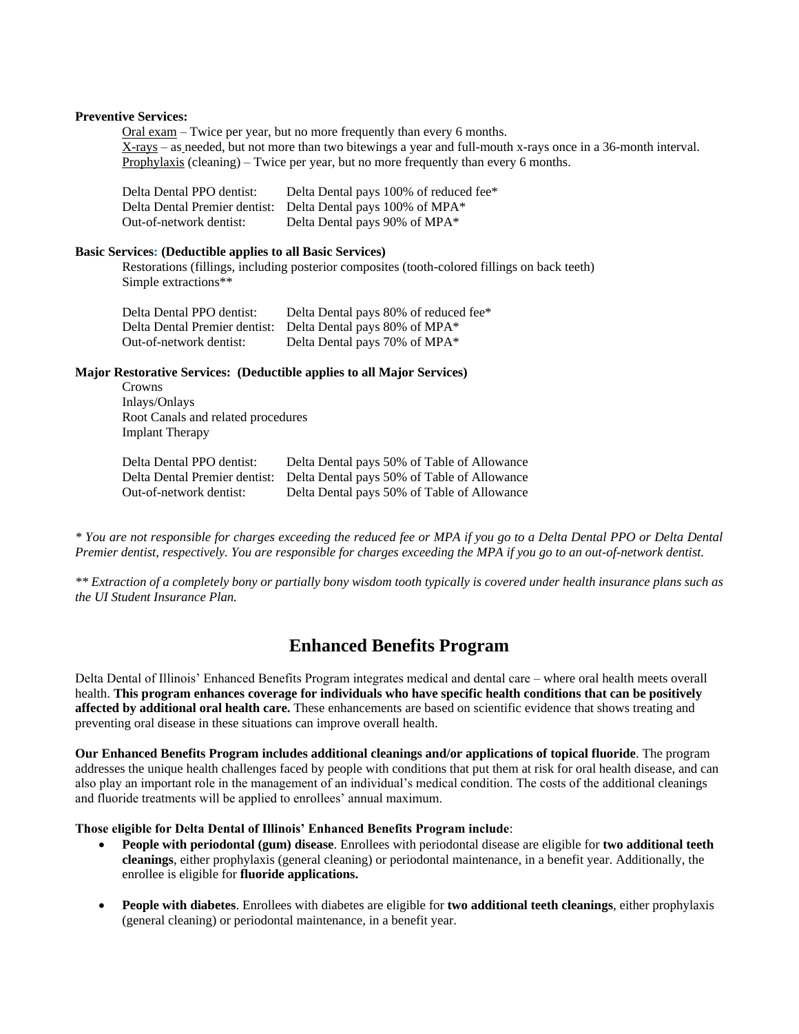**Preventive Services:**

Oral exam – Twice per year, but no more frequently than every 6 months.
X-rays – as needed, but not more than two bitewings a year and full-mouth x-rays once in a 36-month interval.
Prophylaxis (cleaning) – Twice per year, but no more frequently than every 6 months.

| | |
|---|---|
| Delta Dental PPO dentist: | Delta Dental pays 100% of reduced fee* |
| Delta Dental Premier dentist: | Delta Dental pays 100% of MPA* |
| Out-of-network dentist: | Delta Dental pays 90% of MPA* |

**Basic Services: (Deductible applies to all Basic Services)**

Restorations (fillings, including posterior composites (tooth-colored fillings on back teeth)
Simple extractions**

| | |
|---|---|
| Delta Dental PPO dentist: | Delta Dental pays 80% of reduced fee* |
| Delta Dental Premier dentist: | Delta Dental pays 80% of MPA* |
| Out-of-network dentist: | Delta Dental pays 70% of MPA* |

**Major Restorative Services: (Deductible applies to all Major Services)**

Crowns
Inlays/Onlays
Root Canals and related procedures
Implant Therapy

| | |
|---|---|
| Delta Dental PPO dentist: | Delta Dental pays 50% of Table of Allowance |
| Delta Dental Premier dentist: | Delta Dental pays 50% of Table of Allowance |
| Out-of-network dentist: | Delta Dental pays 50% of Table of Allowance |

*\* You are not responsible for charges exceeding the reduced fee or MPA if you go to a Delta Dental PPO or Delta Dental Premier dentist, respectively. You are responsible for charges exceeding the MPA if you go to an out-of-network dentist.*

*\*\* Extraction of a completely bony or partially bony wisdom tooth typically is covered under health insurance plans such as the UI Student Insurance Plan.*

## Enhanced Benefits Program

Delta Dental of Illinois' Enhanced Benefits Program integrates medical and dental care – where oral health meets overall health. **This program enhances coverage for individuals who have specific health conditions that can be positively affected by additional oral health care.** These enhancements are based on scientific evidence that shows treating and preventing oral disease in these situations can improve overall health.

**Our Enhanced Benefits Program includes additional cleanings and/or applications of topical fluoride**. The program addresses the unique health challenges faced by people with conditions that put them at risk for oral health disease, and can also play an important role in the management of an individual's medical condition. The costs of the additional cleanings and fluoride treatments will be applied to enrollees' annual maximum.

**Those eligible for Delta Dental of Illinois' Enhanced Benefits Program include**:

- **People with periodontal (gum) disease**. Enrollees with periodontal disease are eligible for **two additional teeth cleanings**, either prophylaxis (general cleaning) or periodontal maintenance, in a benefit year. Additionally, the enrollee is eligible for **fluoride applications.**

- **People with diabetes**. Enrollees with diabetes are eligible for **two additional teeth cleanings**, either prophylaxis (general cleaning) or periodontal maintenance, in a benefit year.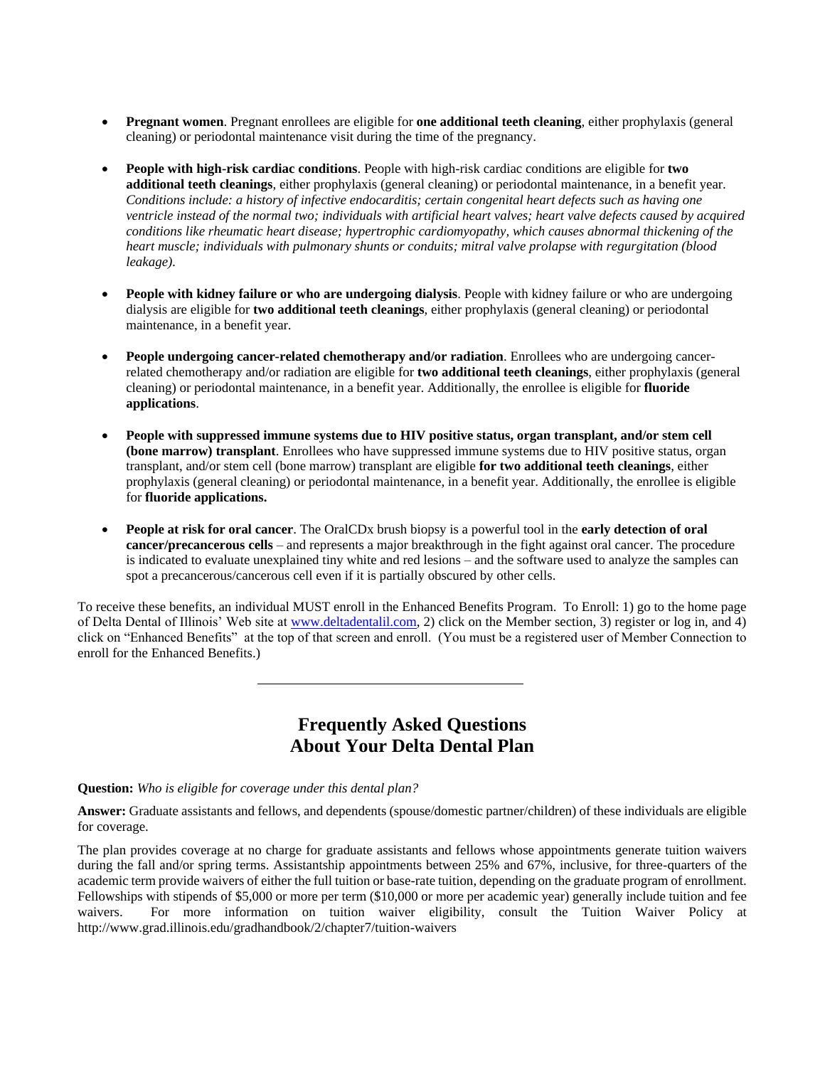- **Pregnant women**. Pregnant enrollees are eligible for **one additional teeth cleaning**, either prophylaxis (general cleaning) or periodontal maintenance visit during the time of the pregnancy.

- **People with high-risk cardiac conditions**. People with high-risk cardiac conditions are eligible for **two additional teeth cleanings**, either prophylaxis (general cleaning) or periodontal maintenance, in a benefit year. *Conditions include: a history of infective endocarditis; certain congenital heart defects such as having one ventricle instead of the normal two; individuals with artificial heart valves; heart valve defects caused by acquired conditions like rheumatic heart disease; hypertrophic cardiomyopathy, which causes abnormal thickening of the heart muscle; individuals with pulmonary shunts or conduits; mitral valve prolapse with regurgitation (blood leakage).*

- **People with kidney failure or who are undergoing dialysis**. People with kidney failure or who are undergoing dialysis are eligible for **two additional teeth cleanings**, either prophylaxis (general cleaning) or periodontal maintenance, in a benefit year.

- **People undergoing cancer-related chemotherapy and/or radiation**. Enrollees who are undergoing cancer-related chemotherapy and/or radiation are eligible for **two additional teeth cleanings**, either prophylaxis (general cleaning) or periodontal maintenance, in a benefit year. Additionally, the enrollee is eligible for **fluoride applications**.

- **People with suppressed immune systems due to HIV positive status, organ transplant, and/or stem cell (bone marrow) transplant**. Enrollees who have suppressed immune systems due to HIV positive status, organ transplant, and/or stem cell (bone marrow) transplant are eligible **for two additional teeth cleanings**, either prophylaxis (general cleaning) or periodontal maintenance, in a benefit year. Additionally, the enrollee is eligible for **fluoride applications.**

- **People at risk for oral cancer**. The OralCDx brush biopsy is a powerful tool in the **early detection of oral cancer/precancerous cells** – and represents a major breakthrough in the fight against oral cancer. The procedure is indicated to evaluate unexplained tiny white and red lesions – and the software used to analyze the samples can spot a precancerous/cancerous cell even if it is partially obscured by other cells.

To receive these benefits, an individual MUST enroll in the Enhanced Benefits Program. To Enroll: 1) go to the home page of Delta Dental of Illinois' Web site at www.deltadentalil.com, 2) click on the Member section, 3) register or log in, and 4) click on "Enhanced Benefits" at the top of that screen and enroll. (You must be a registered user of Member Connection to enroll for the Enhanced Benefits.)

---

## Frequently Asked Questions About Your Delta Dental Plan

**Question:** *Who is eligible for coverage under this dental plan?*

**Answer:** Graduate assistants and fellows, and dependents (spouse/domestic partner/children) of these individuals are eligible for coverage.

The plan provides coverage at no charge for graduate assistants and fellows whose appointments generate tuition waivers during the fall and/or spring terms. Assistantship appointments between 25% and 67%, inclusive, for three-quarters of the academic term provide waivers of either the full tuition or base-rate tuition, depending on the graduate program of enrollment. Fellowships with stipends of $5,000 or more per term ($10,000 or more per academic year) generally include tuition and fee waivers. For more information on tuition waiver eligibility, consult the Tuition Waiver Policy at http://www.grad.illinois.edu/gradhandbook/2/chapter7/tuition-waivers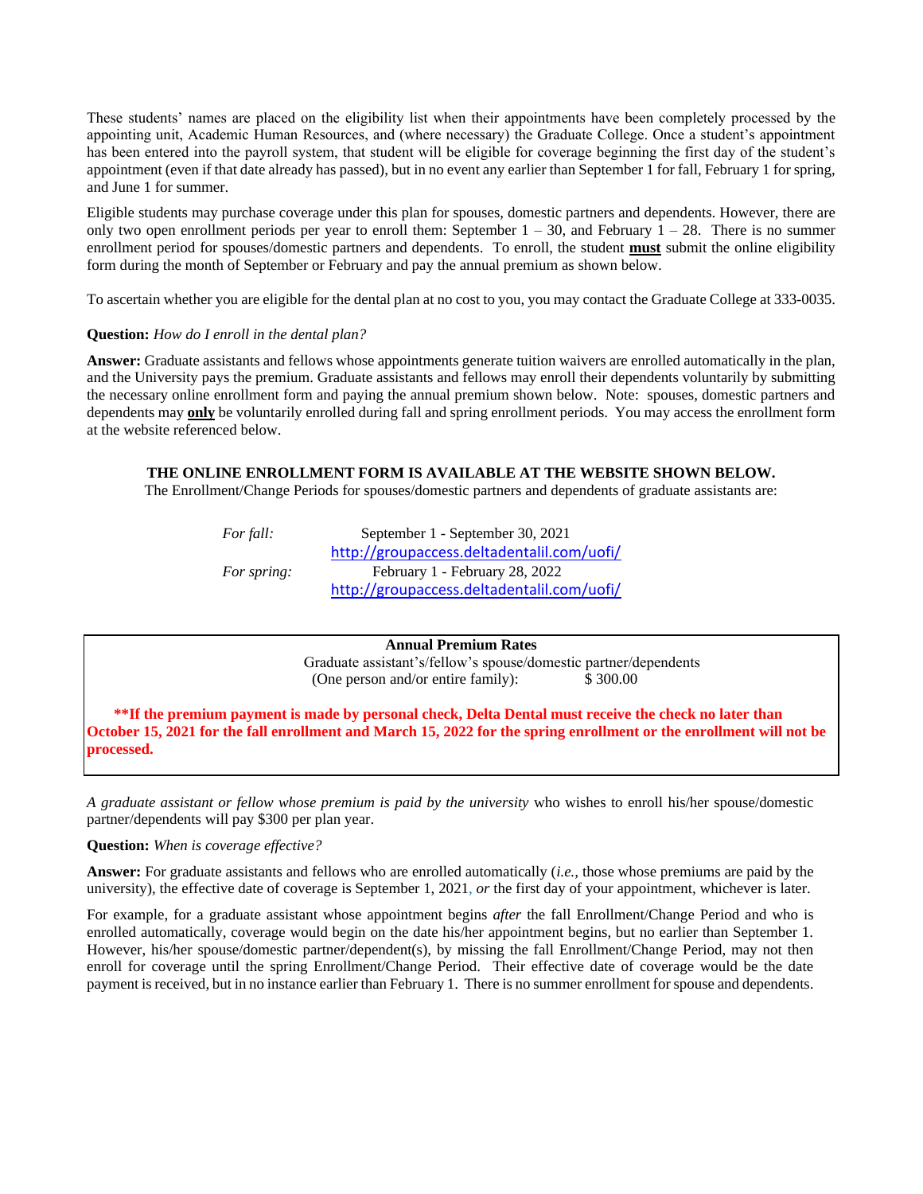These students' names are placed on the eligibility list when their appointments have been completely processed by the appointing unit, Academic Human Resources, and (where necessary) the Graduate College. Once a student's appointment has been entered into the payroll system, that student will be eligible for coverage beginning the first day of the student's appointment (even if that date already has passed), but in no event any earlier than September 1 for fall, February 1 for spring, and June 1 for summer.

Eligible students may purchase coverage under this plan for spouses, domestic partners and dependents. However, there are only two open enrollment periods per year to enroll them: September 1 – 30, and February 1 – 28. There is no summer enrollment period for spouses/domestic partners and dependents. To enroll, the student **must** submit the online eligibility form during the month of September or February and pay the annual premium as shown below.

To ascertain whether you are eligible for the dental plan at no cost to you, you may contact the Graduate College at 333-0035.

**Question:** *How do I enroll in the dental plan?*

**Answer:** Graduate assistants and fellows whose appointments generate tuition waivers are enrolled automatically in the plan, and the University pays the premium. Graduate assistants and fellows may enroll their dependents voluntarily by submitting the necessary online enrollment form and paying the annual premium shown below. Note: spouses, domestic partners and dependents may **only** be voluntarily enrolled during fall and spring enrollment periods. You may access the enrollment form at the website referenced below.

**THE ONLINE ENROLLMENT FORM IS AVAILABLE AT THE WEBSITE SHOWN BELOW.**

The Enrollment/Change Periods for spouses/domestic partners and dependents of graduate assistants are:

*For fall:* September 1 - September 30, 2021
http://groupaccess.deltadentalil.com/uofi/

*For spring:* February 1 - February 28, 2022
http://groupaccess.deltadentalil.com/uofi/

**Annual Premium Rates**

Graduate assistant's/fellow's spouse/domestic partner/dependents
(One person and/or entire family): $ 300.00

**\*\*If the premium payment is made by personal check, Delta Dental must receive the check no later than October 15, 2021 for the fall enrollment and March 15, 2022 for the spring enrollment or the enrollment will not be processed.**

*A graduate assistant or fellow whose premium is paid by the university* who wishes to enroll his/her spouse/domestic partner/dependents will pay $300 per plan year.

**Question:** *When is coverage effective?*

**Answer:** For graduate assistants and fellows who are enrolled automatically (*i.e.,* those whose premiums are paid by the university), the effective date of coverage is September 1, 2021, *or* the first day of your appointment, whichever is later.

For example, for a graduate assistant whose appointment begins *after* the fall Enrollment/Change Period and who is enrolled automatically, coverage would begin on the date his/her appointment begins, but no earlier than September 1. However, his/her spouse/domestic partner/dependent(s), by missing the fall Enrollment/Change Period, may not then enroll for coverage until the spring Enrollment/Change Period. Their effective date of coverage would be the date payment is received, but in no instance earlier than February 1. There is no summer enrollment for spouse and dependents.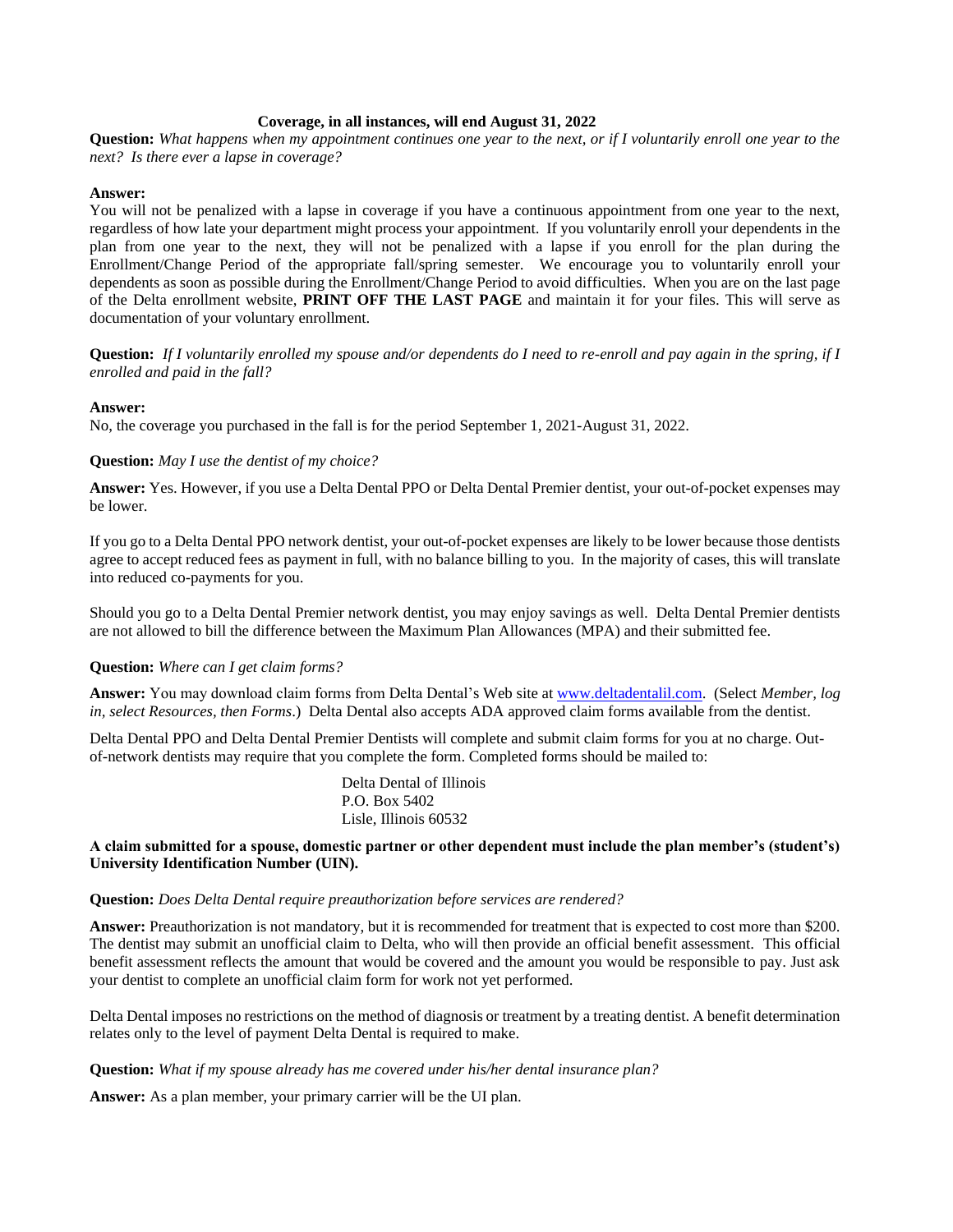**Coverage, in all instances, will end August 31, 2022**

**Question:** *What happens when my appointment continues one year to the next, or if I voluntarily enroll one year to the next? Is there ever a lapse in coverage?*

**Answer:**
You will not be penalized with a lapse in coverage if you have a continuous appointment from one year to the next, regardless of how late your department might process your appointment. If you voluntarily enroll your dependents in the plan from one year to the next, they will not be penalized with a lapse if you enroll for the plan during the Enrollment/Change Period of the appropriate fall/spring semester. We encourage you to voluntarily enroll your dependents as soon as possible during the Enrollment/Change Period to avoid difficulties. When you are on the last page of the Delta enrollment website, **PRINT OFF THE LAST PAGE** and maintain it for your files. This will serve as documentation of your voluntary enrollment.

**Question:** *If I voluntarily enrolled my spouse and/or dependents do I need to re-enroll and pay again in the spring, if I enrolled and paid in the fall?*

**Answer:**
No, the coverage you purchased in the fall is for the period September 1, 2021-August 31, 2022.

**Question:** *May I use the dentist of my choice?*

**Answer:** Yes. However, if you use a Delta Dental PPO or Delta Dental Premier dentist, your out-of-pocket expenses may be lower.

If you go to a Delta Dental PPO network dentist, your out-of-pocket expenses are likely to be lower because those dentists agree to accept reduced fees as payment in full, with no balance billing to you. In the majority of cases, this will translate into reduced co-payments for you.

Should you go to a Delta Dental Premier network dentist, you may enjoy savings as well. Delta Dental Premier dentists are not allowed to bill the difference between the Maximum Plan Allowances (MPA) and their submitted fee.

**Question:** *Where can I get claim forms?*

**Answer:** You may download claim forms from Delta Dental's Web site at www.deltadentalil.com. (Select *Member, log in, select Resources, then Forms*.) Delta Dental also accepts ADA approved claim forms available from the dentist.

Delta Dental PPO and Delta Dental Premier Dentists will complete and submit claim forms for you at no charge. Out-of-network dentists may require that you complete the form. Completed forms should be mailed to:

Delta Dental of Illinois
P.O. Box 5402
Lisle, Illinois 60532

**A claim submitted for a spouse, domestic partner or other dependent must include the plan member's (student's) University Identification Number (UIN).**

**Question:** *Does Delta Dental require preauthorization before services are rendered?*

**Answer:** Preauthorization is not mandatory, but it is recommended for treatment that is expected to cost more than $200. The dentist may submit an unofficial claim to Delta, who will then provide an official benefit assessment. This official benefit assessment reflects the amount that would be covered and the amount you would be responsible to pay. Just ask your dentist to complete an unofficial claim form for work not yet performed.

Delta Dental imposes no restrictions on the method of diagnosis or treatment by a treating dentist. A benefit determination relates only to the level of payment Delta Dental is required to make.

**Question:** *What if my spouse already has me covered under his/her dental insurance plan?*

**Answer:** As a plan member, your primary carrier will be the UI plan.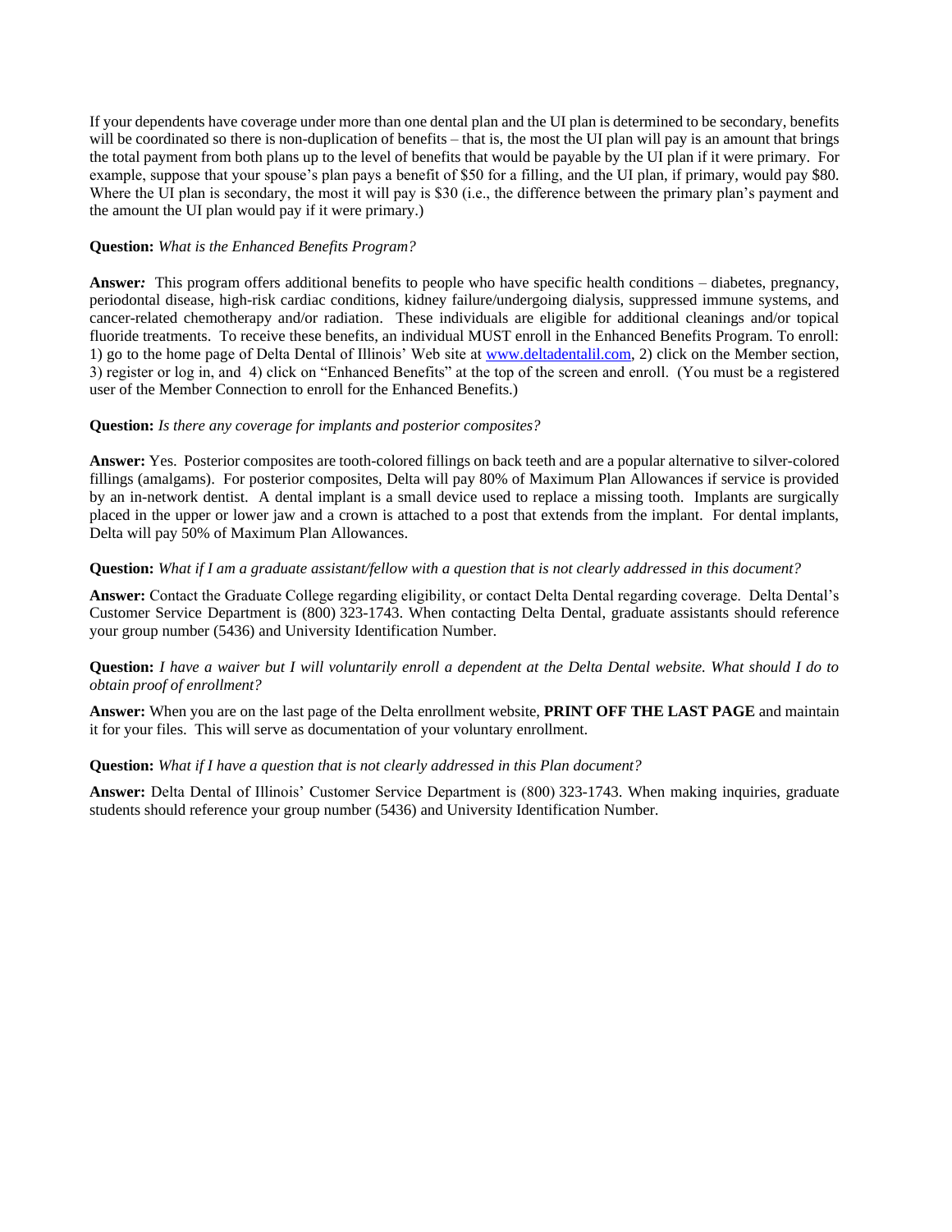If your dependents have coverage under more than one dental plan and the UI plan is determined to be secondary, benefits will be coordinated so there is non-duplication of benefits – that is, the most the UI plan will pay is an amount that brings the total payment from both plans up to the level of benefits that would be payable by the UI plan if it were primary. For example, suppose that your spouse's plan pays a benefit of $50 for a filling, and the UI plan, if primary, would pay $80. Where the UI plan is secondary, the most it will pay is $30 (i.e., the difference between the primary plan's payment and the amount the UI plan would pay if it were primary.)

**Question:** *What is the Enhanced Benefits Program?*

**Answer***:* This program offers additional benefits to people who have specific health conditions – diabetes, pregnancy, periodontal disease, high-risk cardiac conditions, kidney failure/undergoing dialysis, suppressed immune systems, and cancer-related chemotherapy and/or radiation. These individuals are eligible for additional cleanings and/or topical fluoride treatments. To receive these benefits, an individual MUST enroll in the Enhanced Benefits Program. To enroll: 1) go to the home page of Delta Dental of Illinois' Web site at www.deltadentalil.com, 2) click on the Member section, 3) register or log in, and 4) click on "Enhanced Benefits" at the top of the screen and enroll. (You must be a registered user of the Member Connection to enroll for the Enhanced Benefits.)

**Question:** *Is there any coverage for implants and posterior composites?*

**Answer:** Yes. Posterior composites are tooth-colored fillings on back teeth and are a popular alternative to silver-colored fillings (amalgams). For posterior composites, Delta will pay 80% of Maximum Plan Allowances if service is provided by an in-network dentist. A dental implant is a small device used to replace a missing tooth. Implants are surgically placed in the upper or lower jaw and a crown is attached to a post that extends from the implant. For dental implants, Delta will pay 50% of Maximum Plan Allowances.

**Question:** *What if I am a graduate assistant/fellow with a question that is not clearly addressed in this document?*

**Answer:** Contact the Graduate College regarding eligibility, or contact Delta Dental regarding coverage. Delta Dental's Customer Service Department is (800) 323-1743. When contacting Delta Dental, graduate assistants should reference your group number (5436) and University Identification Number.

**Question:** *I have a waiver but I will voluntarily enroll a dependent at the Delta Dental website. What should I do to obtain proof of enrollment?*

**Answer:** When you are on the last page of the Delta enrollment website, **PRINT OFF THE LAST PAGE** and maintain it for your files. This will serve as documentation of your voluntary enrollment.

**Question:** *What if I have a question that is not clearly addressed in this Plan document?*

**Answer:** Delta Dental of Illinois' Customer Service Department is (800) 323-1743. When making inquiries, graduate students should reference your group number (5436) and University Identification Number.